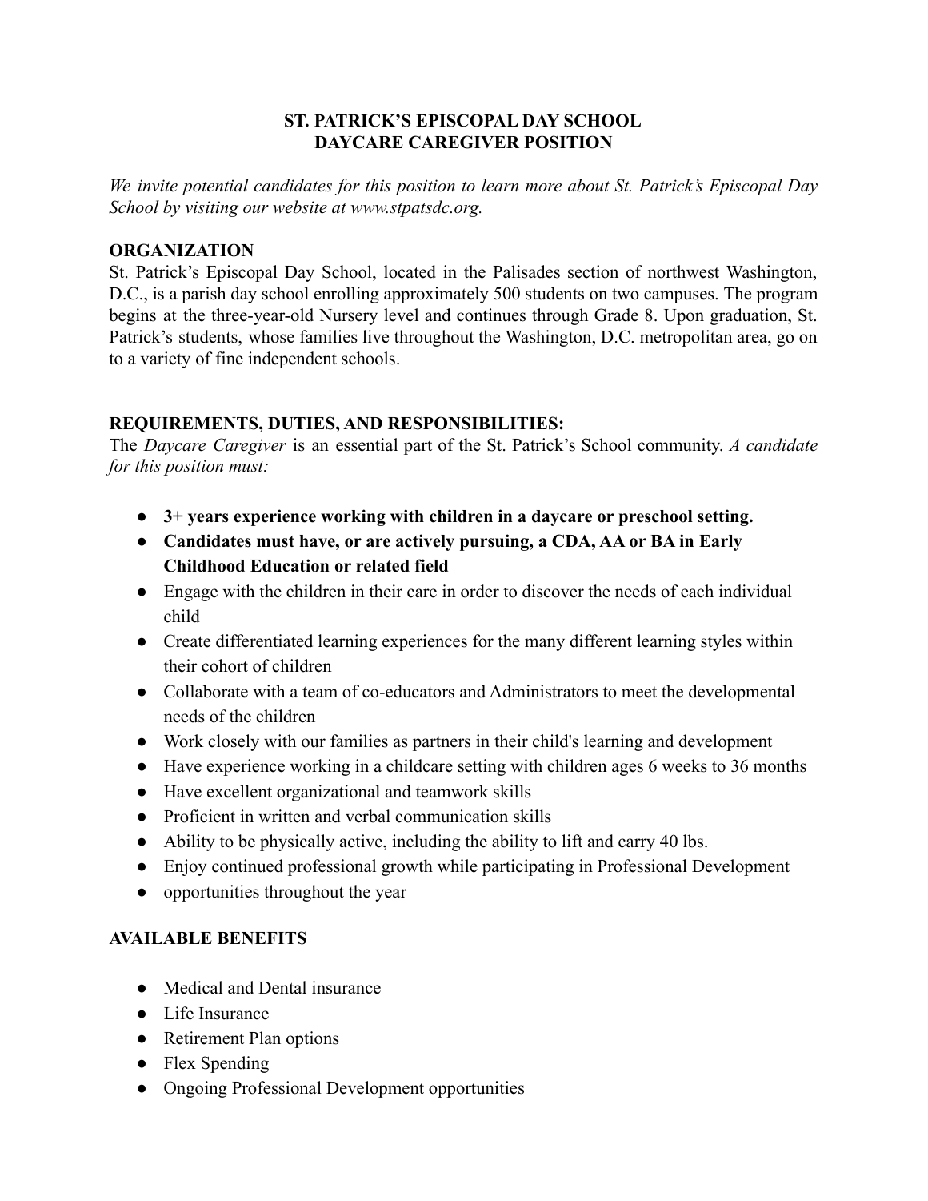# ST. PATRICK'S EPISCOPAL DAY SCHOOL
# DAYCARE CAREGIVER POSITION

*We invite potential candidates for this position to learn more about St. Patrick's Episcopal Day School by visiting our website at www.stpatsdc.org.*

## ORGANIZATION

St. Patrick's Episcopal Day School, located in the Palisades section of northwest Washington, D.C., is a parish day school enrolling approximately 500 students on two campuses. The program begins at the three-year-old Nursery level and continues through Grade 8. Upon graduation, St. Patrick's students, whose families live throughout the Washington, D.C. metropolitan area, go on to a variety of fine independent schools.

## REQUIREMENTS, DUTIES, AND RESPONSIBILITIES:

The *Daycare Caregiver* is an essential part of the St. Patrick's School community. *A candidate for this position must:*

- **3+ years experience working with children in a daycare or preschool setting.**
- **Candidates must have, or are actively pursuing, a CDA, AA or BA in Early Childhood Education or related field**
- Engage with the children in their care in order to discover the needs of each individual child
- Create differentiated learning experiences for the many different learning styles within their cohort of children
- Collaborate with a team of co-educators and Administrators to meet the developmental needs of the children
- Work closely with our families as partners in their child's learning and development
- Have experience working in a childcare setting with children ages 6 weeks to 36 months
- Have excellent organizational and teamwork skills
- Proficient in written and verbal communication skills
- Ability to be physically active, including the ability to lift and carry 40 lbs.
- Enjoy continued professional growth while participating in Professional Development
- opportunities throughout the year

## AVAILABLE BENEFITS

- Medical and Dental insurance
- Life Insurance
- Retirement Plan options
- Flex Spending
- Ongoing Professional Development opportunities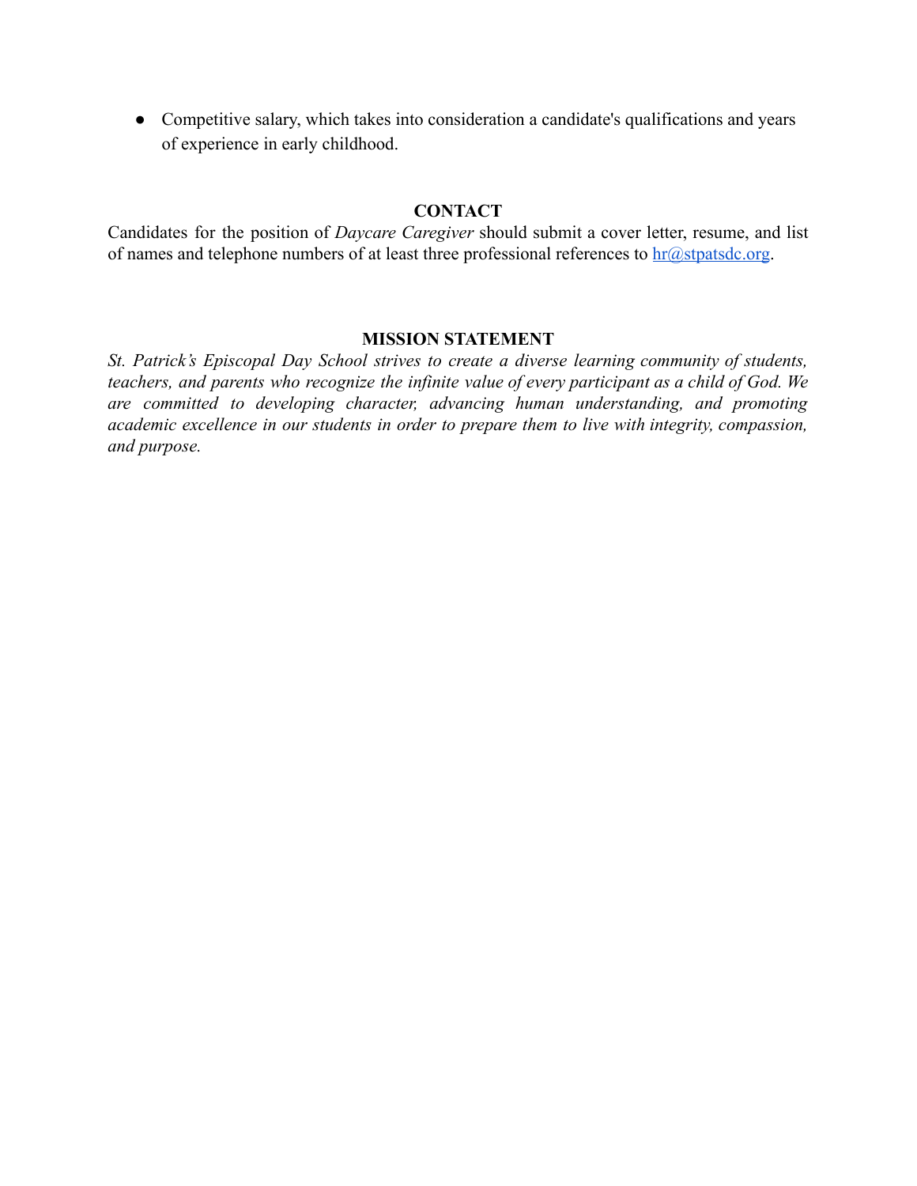- Competitive salary, which takes into consideration a candidate's qualifications and years of experience in early childhood.

## CONTACT

Candidates for the position of *Daycare Caregiver* should submit a cover letter, resume, and list of names and telephone numbers of at least three professional references to hr@stpatsdc.org.

## MISSION STATEMENT

*St. Patrick's Episcopal Day School strives to create a diverse learning community of students, teachers, and parents who recognize the infinite value of every participant as a child of God. We are committed to developing character, advancing human understanding, and promoting academic excellence in our students in order to prepare them to live with integrity, compassion, and purpose.*